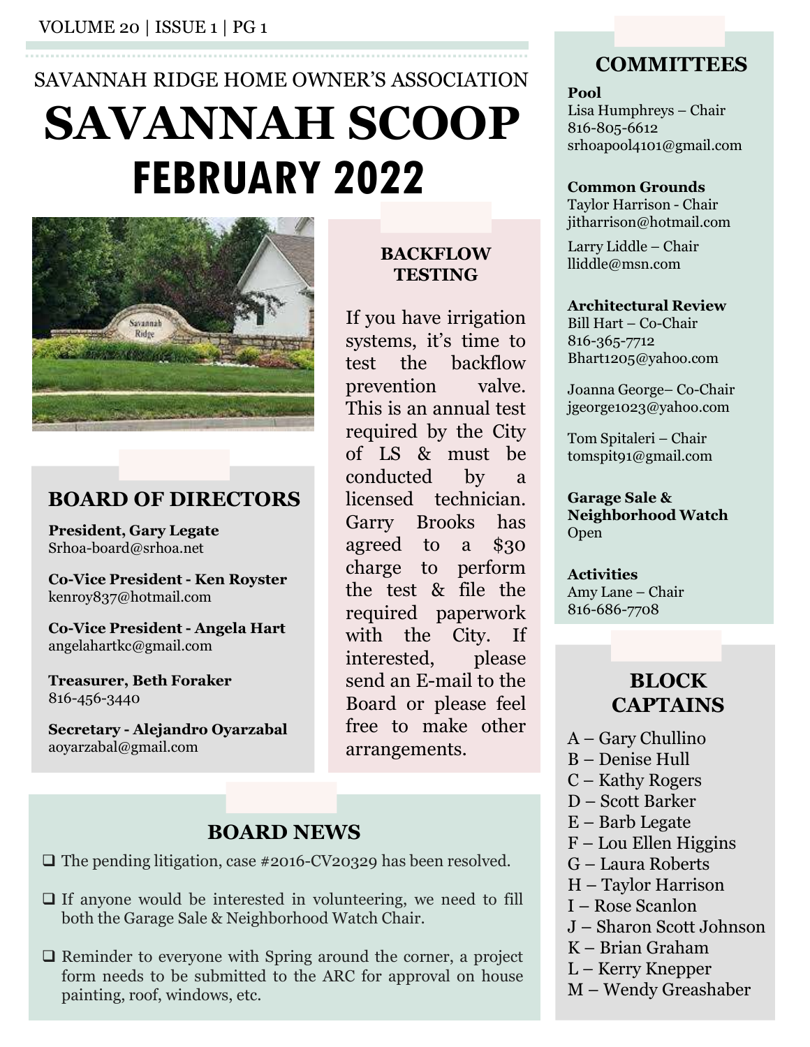SAVANNAH RIDGE HOME OWNER'S ASSOCIATION

# SAVANNAH SCOOP

## FEBRUARY 2022

## BOARD OF DIRECTORS

**President, Gary Legate**
Srhoa-board@srhoa.net

**Co-Vice President - Ken Royster**
kenroy837@hotmail.com

**Co-Vice President - Angela Hart**
angelahartkc@gmail.com

**Treasurer, Beth Foraker**
816-456-3440

**Secretary - Alejandro Oyarzabal**
aoyarzabal@gmail.com

## BACKFLOW TESTING

If you have irrigation systems, it's time to test the backflow prevention valve. This is an annual test required by the City of LS & must be conducted by a licensed technician. Garry Brooks has agreed to a $30 charge to perform the test & file the required paperwork with the City. If interested, please send an E-mail to the Board or please feel free to make other arrangements.

## BOARD NEWS

- The pending litigation, case #2016-CV20329 has been resolved.
- If anyone would be interested in volunteering, we need to fill both the Garage Sale & Neighborhood Watch Chair.
- Reminder to everyone with Spring around the corner, a project form needs to be submitted to the ARC for approval on house painting, roof, windows, etc.

## COMMITTEES

**Pool**
Lisa Humphreys – Chair
816-805-6612
srhoapool4101@gmail.com

**Common Grounds**
Taylor Harrison - Chair
jitharrison@hotmail.com

Larry Liddle – Chair
lliddle@msn.com

**Architectural Review**
Bill Hart – Co-Chair
816-365-7712
Bhart1205@yahoo.com

Joanna George– Co-Chair
jgeorge1023@yahoo.com

Tom Spitaleri – Chair
tomspit91@gmail.com

**Garage Sale & Neighborhood Watch**
Open

**Activities**
Amy Lane – Chair
816-686-7708

## BLOCK CAPTAINS

A – Gary Chullino
B – Denise Hull
C – Kathy Rogers
D – Scott Barker
E – Barb Legate
F – Lou Ellen Higgins
G – Laura Roberts
H – Taylor Harrison
I – Rose Scanlon
J – Sharon Scott Johnson
K – Brian Graham
L – Kerry Knepper
M – Wendy Greashaber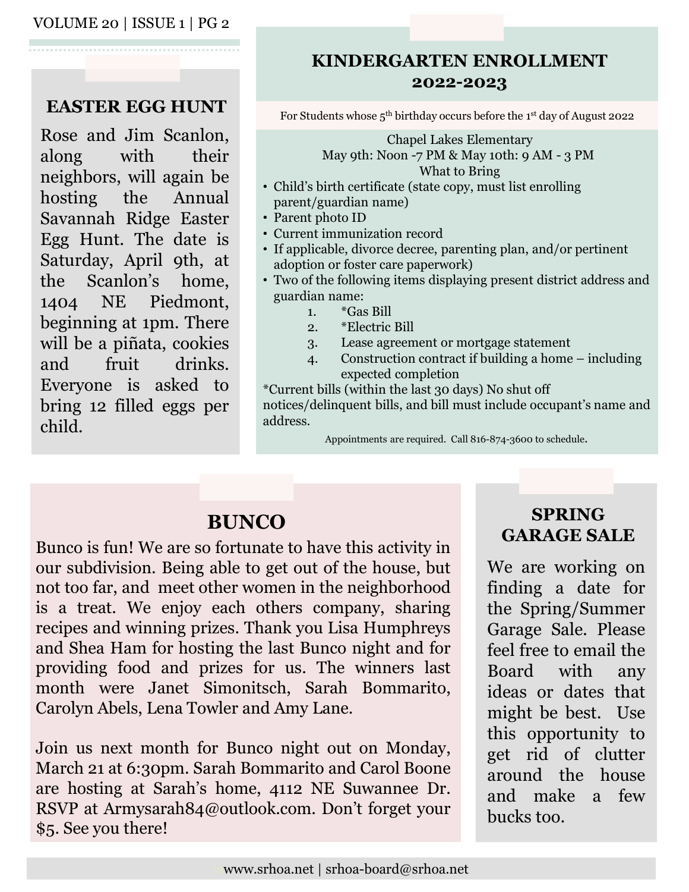## EASTER EGG HUNT

Rose and Jim Scanlon, along with their neighbors, will again be hosting the Annual Savannah Ridge Easter Egg Hunt. The date is Saturday, April 9th, at the Scanlon's home, 1404 NE Piedmont, beginning at 1pm. There will be a piñata, cookies and fruit drinks. Everyone is asked to bring 12 filled eggs per child.

## KINDERGARTEN ENROLLMENT 2022-2023

For Students whose 5th birthday occurs before the 1st day of August 2022

Chapel Lakes Elementary
May 9th: Noon -7 PM & May 10th: 9 AM - 3 PM
What to Bring

- Child's birth certificate (state copy, must list enrolling parent/guardian name)
- Parent photo ID
- Current immunization record
- If applicable, divorce decree, parenting plan, and/or pertinent adoption or foster care paperwork)
- Two of the following items displaying present district address and guardian name:
    1. *Gas Bill
    2. *Electric Bill
    3. Lease agreement or mortgage statement
    4. Construction contract if building a home – including expected completion

*Current bills (within the last 30 days) No shut off notices/delinquent bills, and bill must include occupant's name and address.

Appointments are required. Call 816-874-3600 to schedule.

## BUNCO

Bunco is fun! We are so fortunate to have this activity in our subdivision. Being able to get out of the house, but not too far, and meet other women in the neighborhood is a treat. We enjoy each others company, sharing recipes and winning prizes. Thank you Lisa Humphreys and Shea Ham for hosting the last Bunco night and for providing food and prizes for us. The winners last month were Janet Simonitsch, Sarah Bommarito, Carolyn Abels, Lena Towler and Amy Lane.

Join us next month for Bunco night out on Monday, March 21 at 6:30pm. Sarah Bommarito and Carol Boone are hosting at Sarah's home, 4112 NE Suwannee Dr. RSVP at Armysarah84@outlook.com. Don't forget your $5. See you there!

## SPRING GARAGE SALE

We are working on finding a date for the Spring/Summer Garage Sale. Please feel free to email the Board with any ideas or dates that might be best. Use this opportunity to get rid of clutter around the house and make a few bucks too.

www.srhoa.net | srhoa-board@srhoa.net